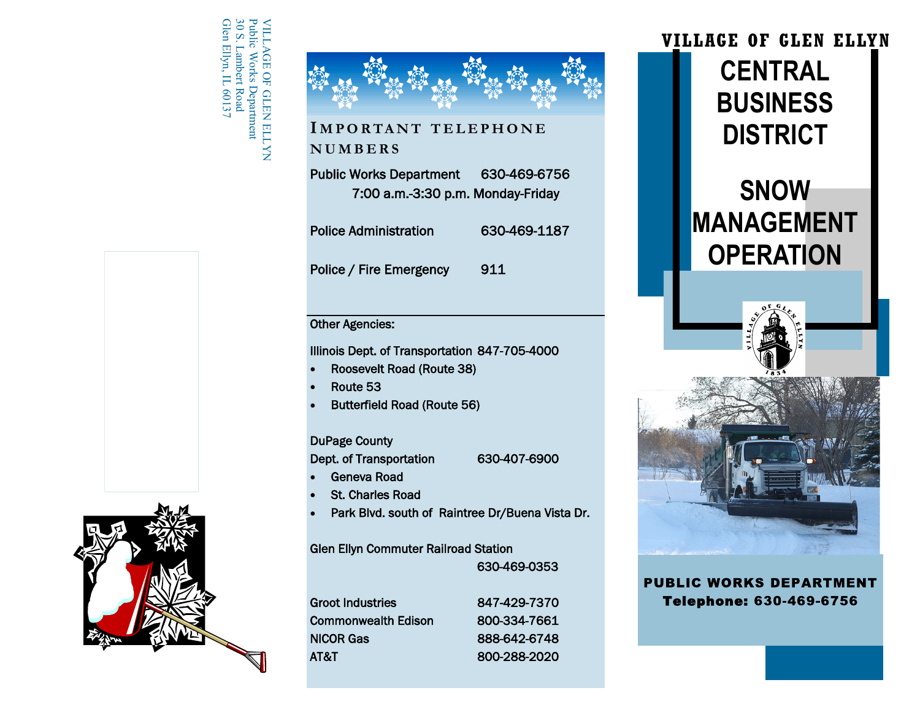VILLAGE OF GLEN ELLYN
Public Works Department
30 S. Lambert Road
Glen Ellyn, IL 60137

## IMPORTANT TELEPHONE NUMBERS

| | |
|---|---|
| Public Works Department | 630-469-6756 |
| 7:00 a.m.-3:30 p.m. Monday-Friday | |
| Police Administration | 630-469-1187 |
| Police / Fire Emergency | 911 |

Other Agencies:

Illinois Dept. of Transportation 847-705-4000

- Roosevelt Road (Route 38)
- Route 53
- Butterfield Road (Route 56)

DuPage County
Dept. of Transportation 630-407-6900

- Geneva Road
- St. Charles Road
- Park Blvd. south of Raintree Dr/Buena Vista Dr.

Glen Ellyn Commuter Railroad Station
630-469-0353

| | |
|---|---|
| Groot Industries | 847-429-7370 |
| Commonwealth Edison | 800-334-7661 |
| NICOR Gas | 888-642-6748 |
| AT&T | 800-288-2020 |

# VILLAGE OF GLEN ELLYN

# CENTRAL BUSINESS DISTRICT

# SNOW MANAGEMENT OPERATION

**PUBLIC WORKS DEPARTMENT**
**Telephone: 630-469-6756**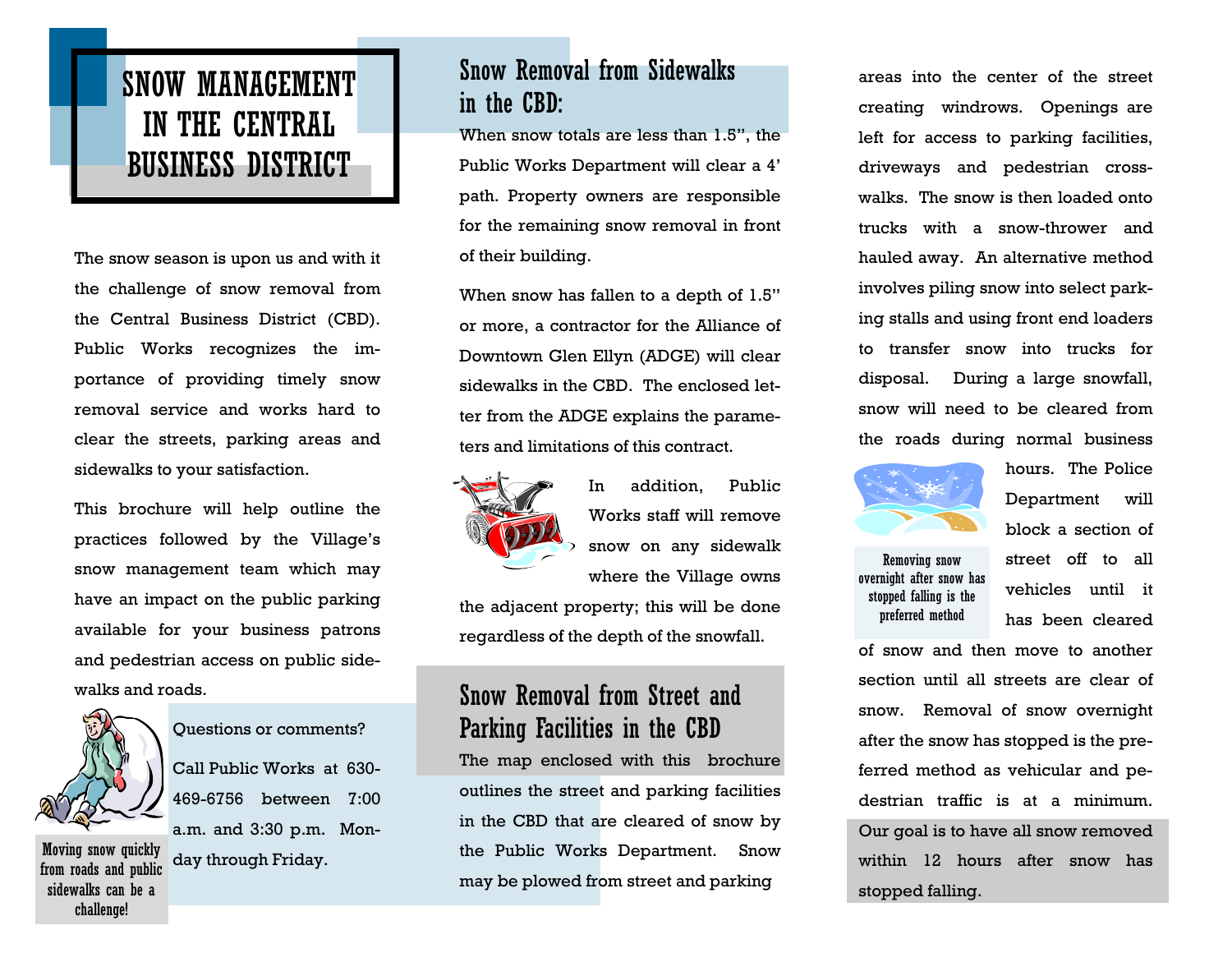# SNOW MANAGEMENT IN THE CENTRAL BUSINESS DISTRICT

The snow season is upon us and with it the challenge of snow removal from the Central Business District (CBD). Public Works recognizes the importance of providing timely snow removal service and works hard to clear the streets, parking areas and sidewalks to your satisfaction.

This brochure will help outline the practices followed by the Village's snow management team which may have an impact on the public parking available for your business patrons and pedestrian access on public sidewalks and roads.

Moving snow quickly from roads and public sidewalks can be a challenge!

Questions or comments?

Call Public Works at 630-469-6756 between 7:00 a.m. and 3:30 p.m. Monday through Friday.

## Snow Removal from Sidewalks in the CBD:

When snow totals are less than 1.5", the Public Works Department will clear a 4' path. Property owners are responsible for the remaining snow removal in front of their building.

When snow has fallen to a depth of 1.5" or more, a contractor for the Alliance of Downtown Glen Ellyn (ADGE) will clear sidewalks in the CBD. The enclosed letter from the ADGE explains the parameters and limitations of this contract.

In addition, Public Works staff will remove snow on any sidewalk where the Village owns the adjacent property; this will be done regardless of the depth of the snowfall.

## Snow Removal from Street and Parking Facilities in the CBD

The map enclosed with this brochure outlines the street and parking facilities in the CBD that are cleared of snow by the Public Works Department. Snow may be plowed from street and parking areas into the center of the street creating windrows. Openings are left for access to parking facilities, driveways and pedestrian crosswalks. The snow is then loaded onto trucks with a snow-thrower and hauled away. An alternative method involves piling snow into select parking stalls and using front end loaders to transfer snow into trucks for disposal. During a large snowfall, snow will need to be cleared from the roads during normal business hours. The Police Department will block a section of street off to all vehicles until it has been cleared of snow and then move to another section until all streets are clear of snow. Removal of snow overnight after the snow has stopped is the preferred method as vehicular and pedestrian traffic is at a minimum. Our goal is to have all snow removed within 12 hours after snow has stopped falling.

Removing snow overnight after snow has stopped falling is the preferred method